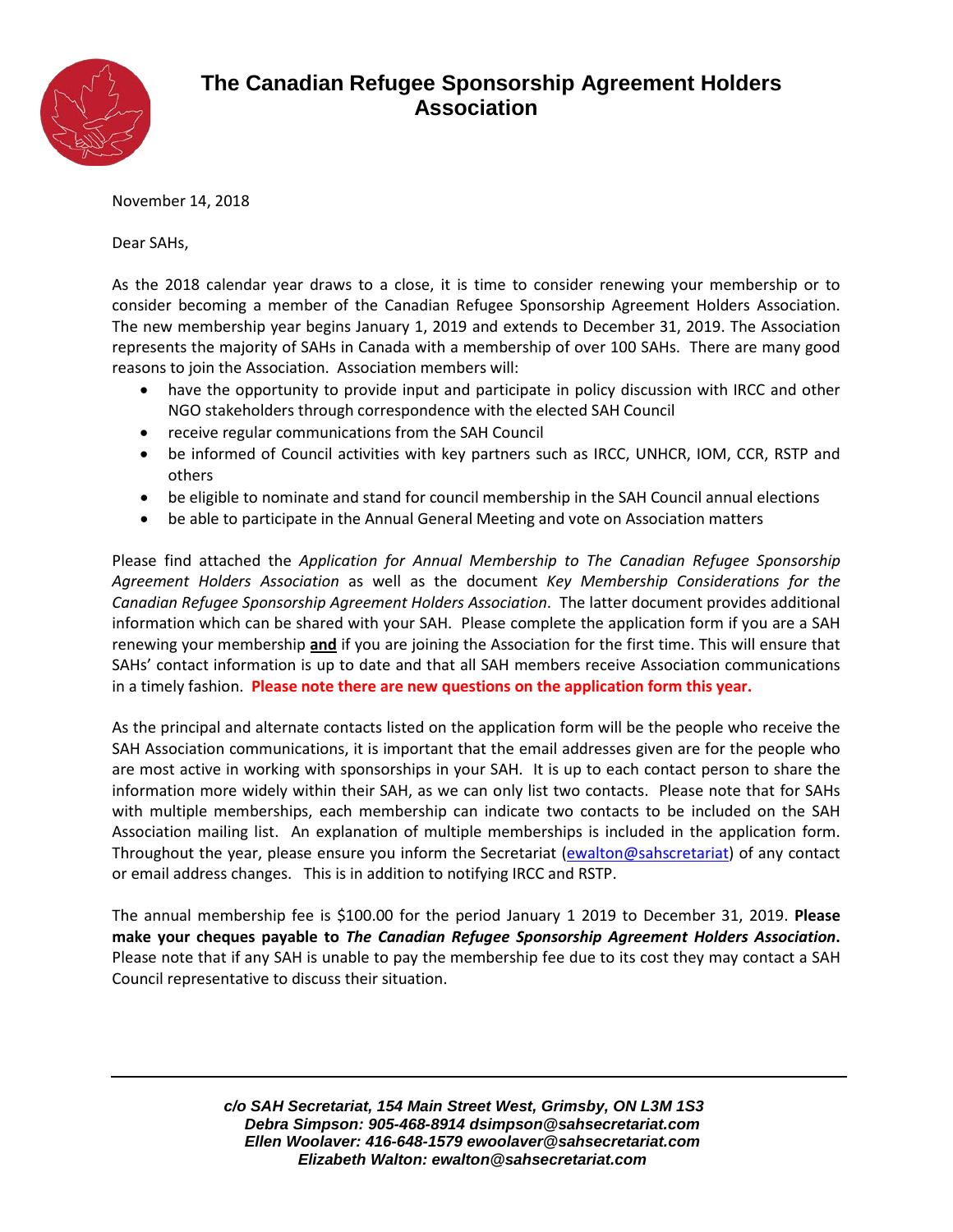# The Canadian Refugee Sponsorship Agreement Holders Association

November 14, 2018

Dear SAHs,

As the 2018 calendar year draws to a close, it is time to consider renewing your membership or to consider becoming a member of the Canadian Refugee Sponsorship Agreement Holders Association. The new membership year begins January 1, 2019 and extends to December 31, 2019. The Association represents the majority of SAHs in Canada with a membership of over 100 SAHs. There are many good reasons to join the Association. Association members will:

- have the opportunity to provide input and participate in policy discussion with IRCC and other NGO stakeholders through correspondence with the elected SAH Council
- receive regular communications from the SAH Council
- be informed of Council activities with key partners such as IRCC, UNHCR, IOM, CCR, RSTP and others
- be eligible to nominate and stand for council membership in the SAH Council annual elections
- be able to participate in the Annual General Meeting and vote on Association matters

Please find attached the *Application for Annual Membership to The Canadian Refugee Sponsorship Agreement Holders Association* as well as the document *Key Membership Considerations for the Canadian Refugee Sponsorship Agreement Holders Association*. The latter document provides additional information which can be shared with your SAH. Please complete the application form if you are a SAH renewing your membership **and** if you are joining the Association for the first time. This will ensure that SAHs' contact information is up to date and that all SAH members receive Association communications in a timely fashion. **Please note there are new questions on the application form this year.**

As the principal and alternate contacts listed on the application form will be the people who receive the SAH Association communications, it is important that the email addresses given are for the people who are most active in working with sponsorships in your SAH. It is up to each contact person to share the information more widely within their SAH, as we can only list two contacts. Please note that for SAHs with multiple memberships, each membership can indicate two contacts to be included on the SAH Association mailing list. An explanation of multiple memberships is included in the application form. Throughout the year, please ensure you inform the Secretariat (ewalton@sahscretariat) of any contact or email address changes. This is in addition to notifying IRCC and RSTP.

The annual membership fee is $100.00 for the period January 1 2019 to December 31, 2019. **Please make your cheques payable to *The Canadian Refugee Sponsorship Agreement Holders Association*.** Please note that if any SAH is unable to pay the membership fee due to its cost they may contact a SAH Council representative to discuss their situation.

---

***c/o SAH Secretariat, 154 Main Street West, Grimsby, ON L3M 1S3***
***Debra Simpson: 905-468-8914 dsimpson@sahsecretariat.com***
***Ellen Woolaver: 416-648-1579 ewoolaver@sahsecretariat.com***
***Elizabeth Walton: ewalton@sahsecretariat.com***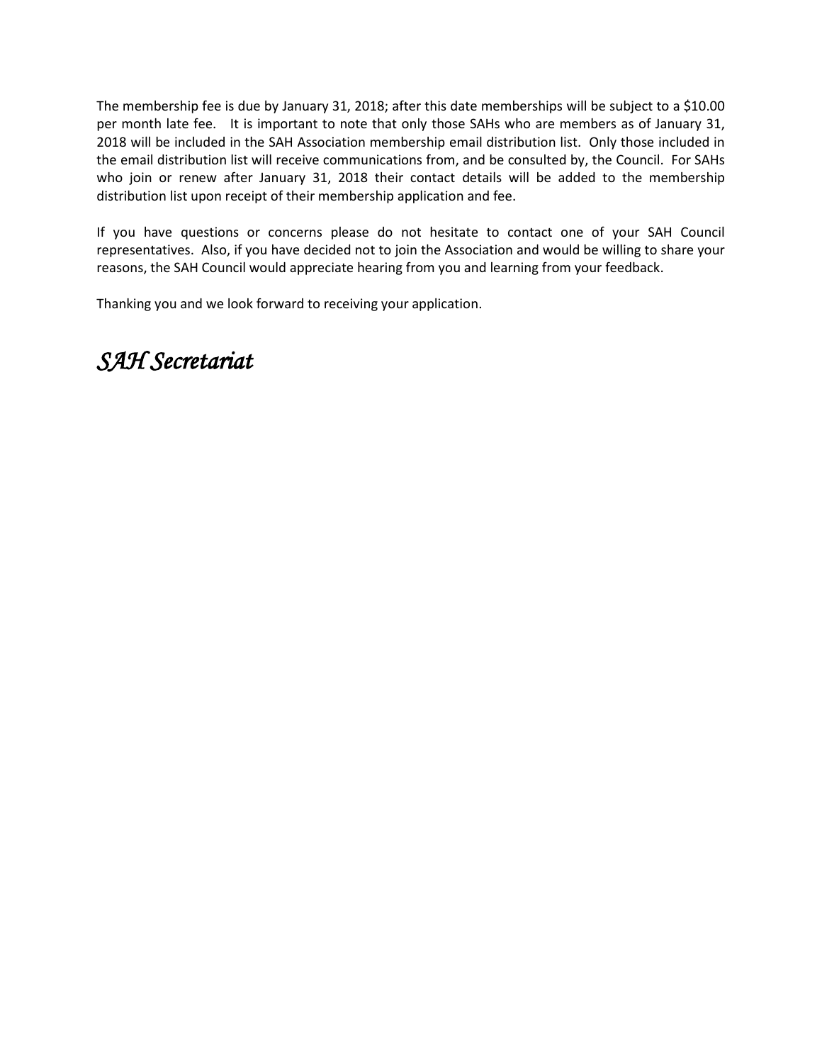The membership fee is due by January 31, 2018; after this date memberships will be subject to a $10.00 per month late fee. It is important to note that only those SAHs who are members as of January 31, 2018 will be included in the SAH Association membership email distribution list. Only those included in the email distribution list will receive communications from, and be consulted by, the Council. For SAHs who join or renew after January 31, 2018 their contact details will be added to the membership distribution list upon receipt of their membership application and fee.

If you have questions or concerns please do not hesitate to contact one of your SAH Council representatives. Also, if you have decided not to join the Association and would be willing to share your reasons, the SAH Council would appreciate hearing from you and learning from your feedback.

Thanking you and we look forward to receiving your application.

*SAH Secretariat*